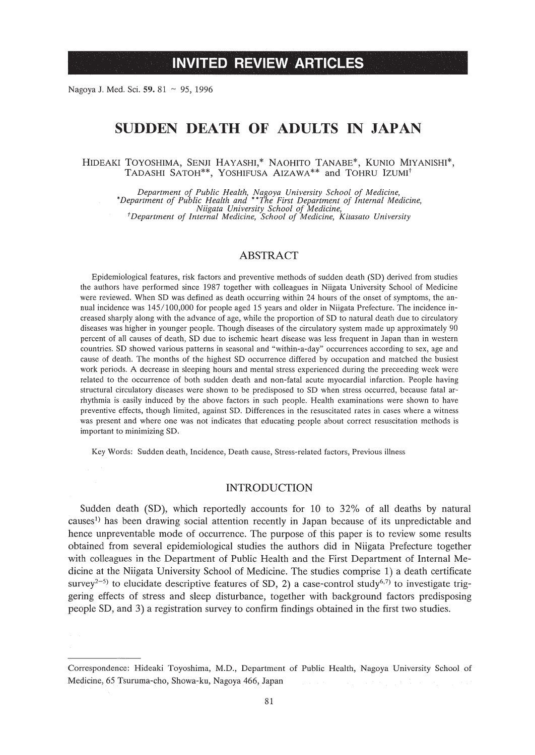INVITED REVIEW ARTICLES

# SUDDEN DEATH OF ADULTS IN JAPAN

HIDEAKI TOYOSHIMA, SENJI HAYASHI,* NAOHITO TANABE*, KUNIO MIYANISHI*, TADASHI SATOH**, YOSHIFUSA AIZAWA** and TOHRU IZUMI†

*Department of Public Health, Nagoya University School of Medicine,*
*\*Department of Public Health and \*\*The First Department of Internal Medicine, Niigata University School of Medicine,*
*†Department of Internal Medicine, School of Medicine, Kitasato University*

## ABSTRACT

Epidemiological features, risk factors and preventive methods of sudden death (SD) derived from studies the authors have performed since 1987 together with colleagues in Niigata University School of Medicine were reviewed. When SD was defined as death occurring within 24 hours of the onset of symptoms, the annual incidence was 145/100,000 for people aged 15 years and older in Niigata Prefecture. The incidence increased sharply along with the advance of age, while the proportion of SD to natural death due to circulatory diseases was higher in younger people. Though diseases of the circulatory system made up approximately 90 percent of all causes of death, SD due to ischemic heart disease was less frequent in Japan than in western countries. SD showed various patterns in seasonal and "within-a-day" occurrences according to sex, age and cause of death. The months of the highest SD occurrence differed by occupation and matched the busiest work periods. A decrease in sleeping hours and mental stress experienced during the preceeding week were related to the occurrence of both sudden death and non-fatal acute myocardial infarction. People having structural circulatory diseases were shown to be predisposed to SD when stress occurred, because fatal arrhythmia is easily induced by the above factors in such people. Health examinations were shown to have preventive effects, though limited, against SD. Differences in the resuscitated rates in cases where a witness was present and where one was not indicates that educating people about correct resuscitation methods is important to minimizing SD.

Key Words: Sudden death, Incidence, Death cause, Stress-related factors, Previous illness

## INTRODUCTION

Sudden death (SD), which reportedly accounts for 10 to 32% of all deaths by natural causes[1] has been drawing social attention recently in Japan because of its unpredictable and hence unpreventable mode of occurrence. The purpose of this paper is to review some results obtained from several epidemiological studies the authors did in Niigata Prefecture together with colleagues in the Department of Public Health and the First Department of Internal Medicine at the Niigata University School of Medicine. The studies comprise 1) a death certificate survey[2–5] to elucidate descriptive features of SD, 2) a case-control study[6,7] to investigate triggering effects of stress and sleep disturbance, together with background factors predisposing people SD, and 3) a registration survey to confirm findings obtained in the first two studies.

---

Correspondence: Hideaki Toyoshima, M.D., Department of Public Health, Nagoya University School of Medicine, 65 Tsuruma-cho, Showa-ku, Nagoya 466, Japan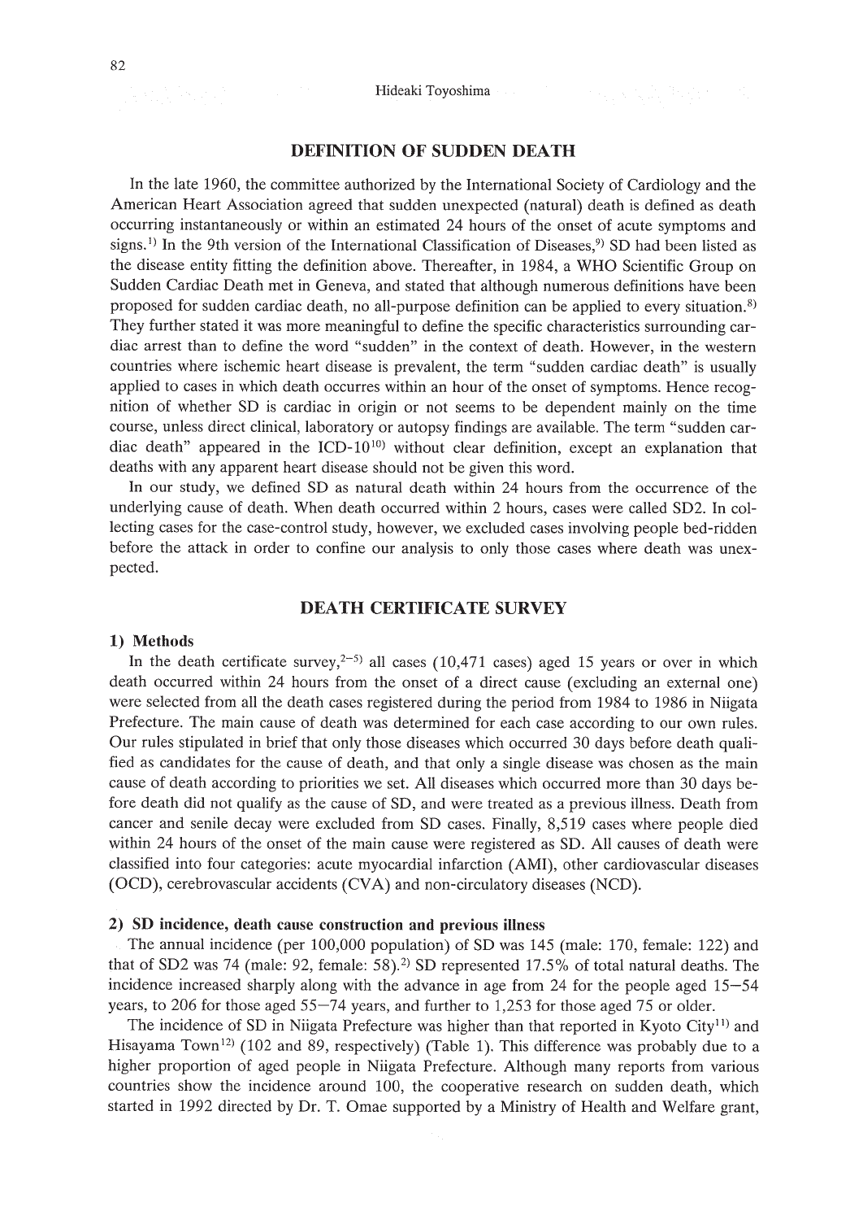## DEFINITION OF SUDDEN DEATH

In the late 1960, the committee authorized by the International Society of Cardiology and the American Heart Association agreed that sudden unexpected (natural) death is defined as death occurring instantaneously or within an estimated 24 hours of the onset of acute symptoms and signs.[1] In the 9th version of the International Classification of Diseases,[9] SD had been listed as the disease entity fitting the definition above. Thereafter, in 1984, a WHO Scientific Group on Sudden Cardiac Death met in Geneva, and stated that although numerous definitions have been proposed for sudden cardiac death, no all-purpose definition can be applied to every situation.[8] They further stated it was more meaningful to define the specific characteristics surrounding cardiac arrest than to define the word "sudden" in the context of death. However, in the western countries where ischemic heart disease is prevalent, the term "sudden cardiac death" is usually applied to cases in which death occurres within an hour of the onset of symptoms. Hence recognition of whether SD is cardiac in origin or not seems to be dependent mainly on the time course, unless direct clinical, laboratory or autopsy findings are available. The term "sudden cardiac death" appeared in the ICD-10[10] without clear definition, except an explanation that deaths with any apparent heart disease should not be given this word.

In our study, we defined SD as natural death within 24 hours from the occurrence of the underlying cause of death. When death occurred within 2 hours, cases were called SD2. In collecting cases for the case-control study, however, we excluded cases involving people bed-ridden before the attack in order to confine our analysis to only those cases where death was unexpected.

## DEATH CERTIFICATE SURVEY

### 1) Methods

In the death certificate survey,[2–5] all cases (10,471 cases) aged 15 years or over in which death occurred within 24 hours from the onset of a direct cause (excluding an external one) were selected from all the death cases registered during the period from 1984 to 1986 in Niigata Prefecture. The main cause of death was determined for each case according to our own rules. Our rules stipulated in brief that only those diseases which occurred 30 days before death qualified as candidates for the cause of death, and that only a single disease was chosen as the main cause of death according to priorities we set. All diseases which occurred more than 30 days before death did not qualify as the cause of SD, and were treated as a previous illness. Death from cancer and senile decay were excluded from SD cases. Finally, 8,519 cases where people died within 24 hours of the onset of the main cause were registered as SD. All causes of death were classified into four categories: acute myocardial infarction (AMI), other cardiovascular diseases (OCD), cerebrovascular accidents (CVA) and non-circulatory diseases (NCD).

### 2) SD incidence, death cause construction and previous illness

The annual incidence (per 100,000 population) of SD was 145 (male: 170, female: 122) and that of SD2 was 74 (male: 92, female: 58).[2] SD represented 17.5% of total natural deaths. The incidence increased sharply along with the advance in age from 24 for the people aged 15–54 years, to 206 for those aged 55–74 years, and further to 1,253 for those aged 75 or older.

The incidence of SD in Niigata Prefecture was higher than that reported in Kyoto City[11] and Hisayama Town[12] (102 and 89, respectively) (Table 1). This difference was probably due to a higher proportion of aged people in Niigata Prefecture. Although many reports from various countries show the incidence around 100, the cooperative research on sudden death, which started in 1992 directed by Dr. T. Omae supported by a Ministry of Health and Welfare grant,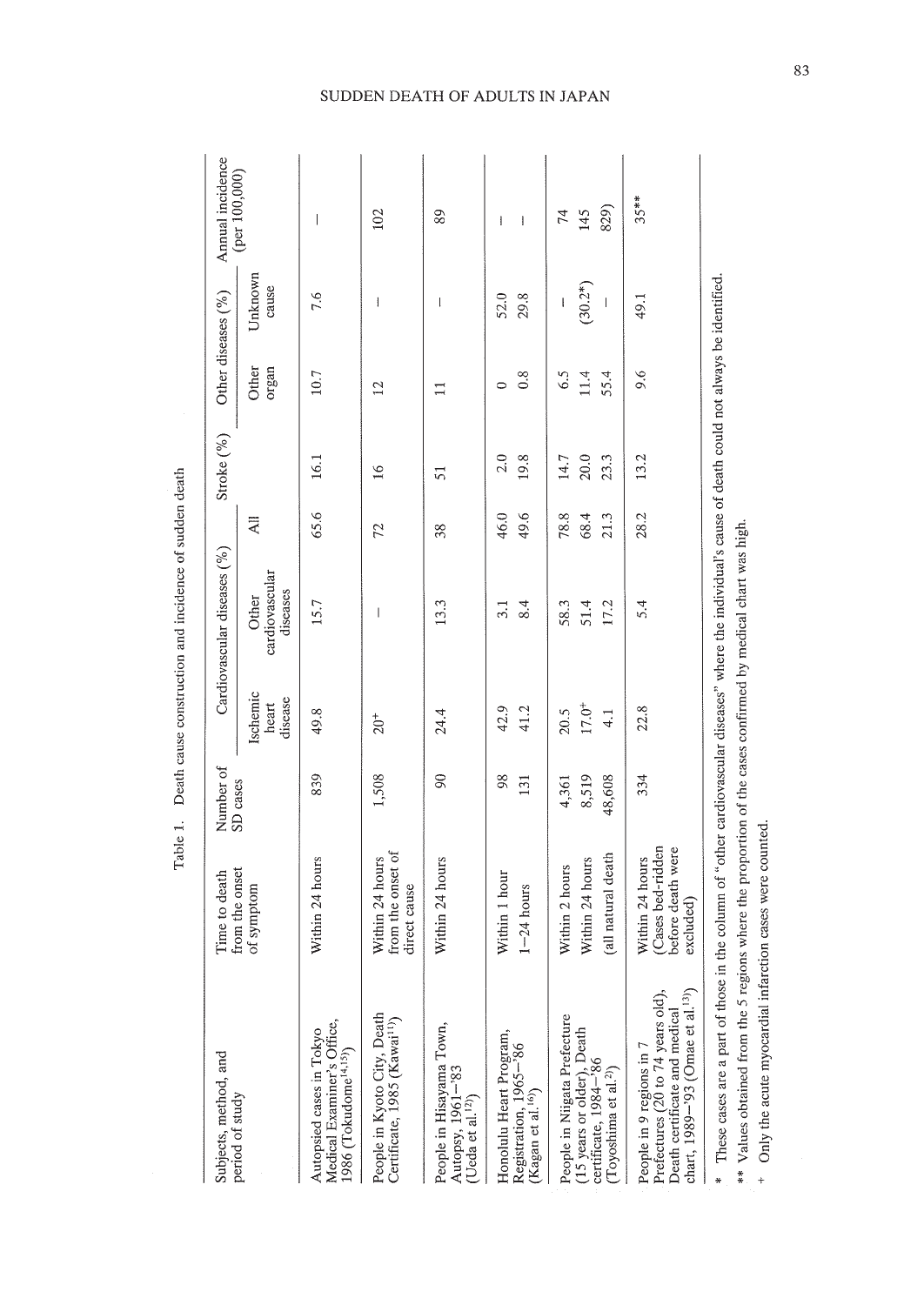Table 1. Death cause construction and incidence of sudden death

| Subjects, method, and period of study | Time to death from the onset of symptom | Number of SD cases | Cardiovascular diseases (%) | | | Stroke (%) | Other diseases (%) | | Annual incidence (per 100,000) |
|---|---|---|---|---|---|---|---|---|---|
| | | | Ischemic heart disease | Other cardiovascular diseases | All | | Other organ | Unknown cause | |
| Autopsied cases in Tokyo Medical Examiner's Office, 1986 (Tokudome[14,15]) | Within 24 hours | 839 | 49.8 | 15.7 | 65.6 | 16.1 | 10.7 | 7.6 | — |
| People in Kyoto City, Death Certificate, 1985 (Kawai[11]) | Within 24 hours from the onset of direct cause | 1,508 | 20+ | — | 72 | 16 | 12 | — | 102 |
| People in Hisayama Town, Autopsy, 1961–'83 (Ueda et al.[12]) | Within 24 hours | 90 | 24.4 | 13.3 | 38 | 51 | 11 | — | 89 |
| Honolulu Heart Program, Registration, 1965–'86 (Kagan et al.[16]) | Within 1 hour | 98 | 42.9 | 3.1 | 46.0 | 2.0 | 0 | 52.0 | — |
| | 1–24 hours | 131 | 41.2 | 8.4 | 49.6 | 19.8 | 0.8 | 29.8 | — |
| People in Niigata Prefecture (15 years or older), Death certificate, 1984–'86 (Toyoshima et al.[2]) | Within 2 hours | 4,361 | 20.5 | 58.3 | 78.8 | 14.7 | 6.5 | — | 74 |
| | Within 24 hours | 8,519 | 17.0+ | 51.4 | 68.4 | 20.0 | 11.4 | (30.2*) | 145 |
| | (all natural death | 48,608 | 4.1 | 17.2 | 21.3 | 23.3 | 55.4 | — | 829) |
| People in 9 regions in 7 Prefectures (20 to 74 years old), Death certificate and medical chart, 1989–'93 (Omae et al.[13]) | Within 24 hours (Cases bed-ridden before death were excluded) | 334 | 22.8 | 5.4 | 28.2 | 13.2 | 9.6 | 49.1 | 35** |

\* These cases are a part of those in the column of "other cardiovascular diseases" where the individual's cause of death could not always be identified.

\*\* Values obtained from the 5 regions where the proportion of the cases confirmed by medical chart was high.

\+ Only the acute myocardial infarction cases were counted.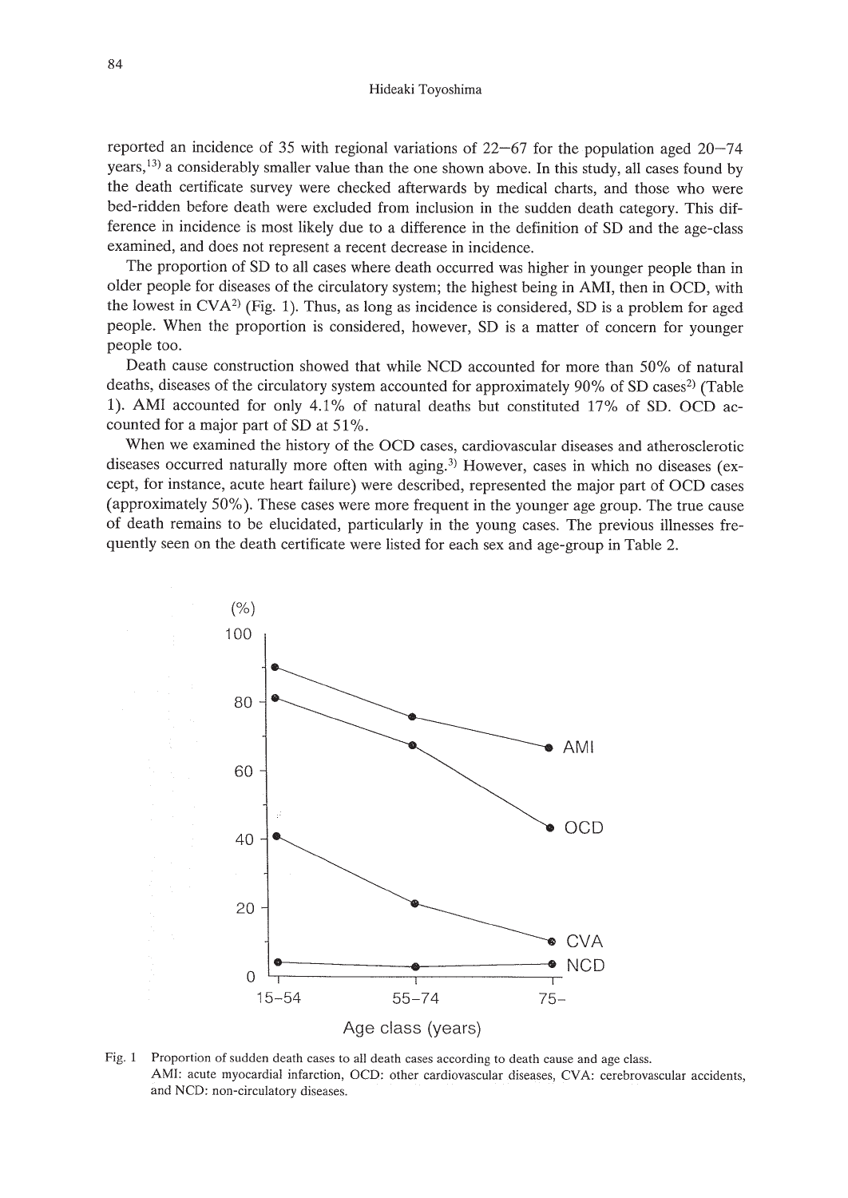reported an incidence of 35 with regional variations of 22–67 for the population aged 20–74 years,[13] a considerably smaller value than the one shown above. In this study, all cases found by the death certificate survey were checked afterwards by medical charts, and those who were bed-ridden before death were excluded from inclusion in the sudden death category. This difference in incidence is most likely due to a difference in the definition of SD and the age-class examined, and does not represent a recent decrease in incidence.

The proportion of SD to all cases where death occurred was higher in younger people than in older people for diseases of the circulatory system; the highest being in AMI, then in OCD, with the lowest in CVA[2] (Fig. 1). Thus, as long as incidence is considered, SD is a problem for aged people. When the proportion is considered, however, SD is a matter of concern for younger people too.

Death cause construction showed that while NCD accounted for more than 50% of natural deaths, diseases of the circulatory system accounted for approximately 90% of SD cases[2] (Table 1). AMI accounted for only 4.1% of natural deaths but constituted 17% of SD. OCD accounted for a major part of SD at 51%.

When we examined the history of the OCD cases, cardiovascular diseases and atherosclerotic diseases occurred naturally more often with aging.[3] However, cases in which no diseases (except, for instance, acute heart failure) were described, represented the major part of OCD cases (approximately 50%). These cases were more frequent in the younger age group. The true cause of death remains to be elucidated, particularly in the young cases. The previous illnesses frequently seen on the death certificate were listed for each sex and age-group in Table 2.

Fig. 1 Proportion of sudden death cases to all death cases according to death cause and age class. AMI: acute myocardial infarction, OCD: other cardiovascular diseases, CVA: cerebrovascular accidents, and NCD: non-circulatory diseases.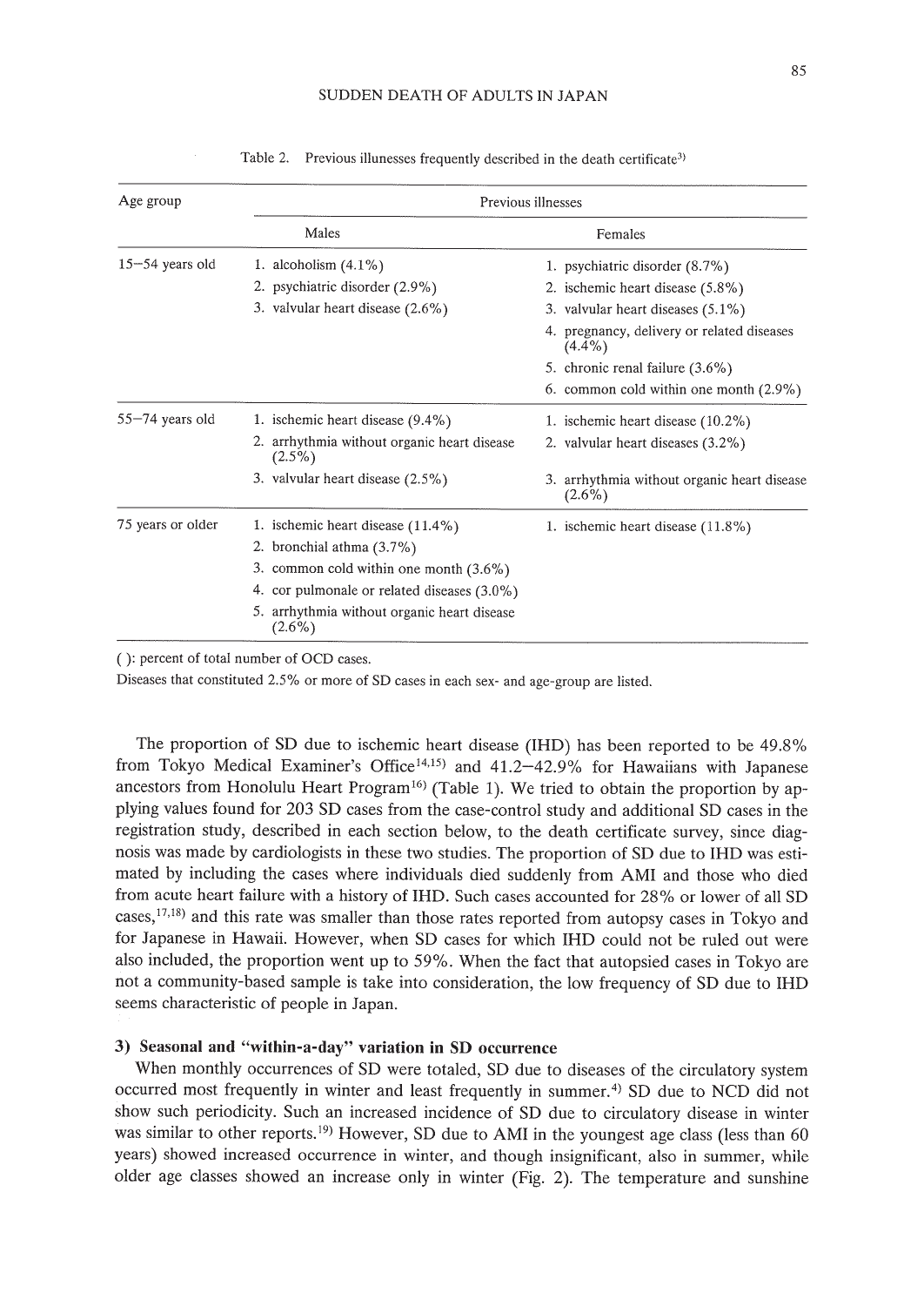Table 2. Previous illunesses frequently described in the death certificate[3)]

| Age group | Previous illnesses | |
|---|---|---|
| | Males | Females |
| 15–54 years old | 1. alcoholism (4.1%)<br>2. psychiatric disorder (2.9%)<br>3. valvular heart disease (2.6%) | 1. psychiatric disorder (8.7%)<br>2. ischemic heart disease (5.8%)<br>3. valvular heart diseases (5.1%)<br>4. pregnancy, delivery or related diseases (4.4%)<br>5. chronic renal failure (3.6%)<br>6. common cold within one month (2.9%) |
| 55–74 years old | 1. ischemic heart disease (9.4%)<br>2. arrhythmia without organic heart disease (2.5%)<br>3. valvular heart disease (2.5%) | 1. ischemic heart disease (10.2%)<br>2. valvular heart diseases (3.2%)<br>3. arrhythmia without organic heart disease (2.6%) |
| 75 years or older | 1. ischemic heart disease (11.4%)<br>2. bronchial athma (3.7%)<br>3. common cold within one month (3.6%)<br>4. cor pulmonale or related diseases (3.0%)<br>5. arrhythmia without organic heart disease (2.6%) | 1. ischemic heart disease (11.8%) |

( ): percent of total number of OCD cases.
Diseases that constituted 2.5% or more of SD cases in each sex- and age-group are listed.

The proportion of SD due to ischemic heart disease (IHD) has been reported to be 49.8% from Tokyo Medical Examiner's Office[14,15)] and 41.2–42.9% for Hawaiians with Japanese ancestors from Honolulu Heart Program[16)] (Table 1). We tried to obtain the proportion by applying values found for 203 SD cases from the case-control study and additional SD cases in the registration study, described in each section below, to the death certificate survey, since diagnosis was made by cardiologists in these two studies. The proportion of SD due to IHD was estimated by including the cases where individuals died suddenly from AMI and those who died from acute heart failure with a history of IHD. Such cases accounted for 28% or lower of all SD cases,[17,18)] and this rate was smaller than those rates reported from autopsy cases in Tokyo and for Japanese in Hawaii. However, when SD cases for which IHD could not be ruled out were also included, the proportion went up to 59%. When the fact that autopsied cases in Tokyo are not a community-based sample is take into consideration, the low frequency of SD due to IHD seems characteristic of people in Japan.

### 3) Seasonal and "within-a-day" variation in SD occurrence

When monthly occurrences of SD were totaled, SD due to diseases of the circulatory system occurred most frequently in winter and least frequently in summer.[4)] SD due to NCD did not show such periodicity. Such an increased incidence of SD due to circulatory disease in winter was similar to other reports.[19)] However, SD due to AMI in the youngest age class (less than 60 years) showed increased occurrence in winter, and though insignificant, also in summer, while older age classes showed an increase only in winter (Fig. 2). The temperature and sunshine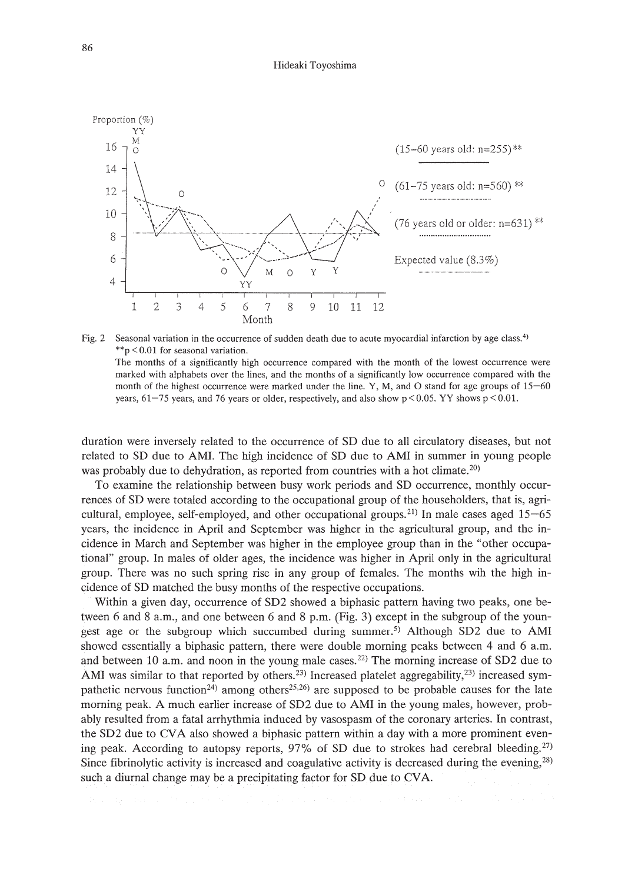Fig. 2 Seasonal variation in the occurrence of sudden death due to acute myocardial infarction by age class.[4]
**$p < 0.01$ for seasonal variation.
The months of a significantly high occurrence compared with the month of the lowest occurrence were marked with alphabets over the lines, and the months of a significantly low occurrence compared with the month of the highest occurrence were marked under the line. Y, M, and O stand for age groups of 15–60 years, 61–75 years, and 76 years or older, respectively, and also show $p < 0.05$. YY shows $p < 0.01$.

duration were inversely related to the occurrence of SD due to all circulatory diseases, but not related to SD due to AMI. The high incidence of SD due to AMI in summer in young people was probably due to dehydration, as reported from countries with a hot climate.[20]

To examine the relationship between busy work periods and SD occurrence, monthly occurrences of SD were totaled according to the occupational group of the householders, that is, agricultural, employee, self-employed, and other occupational groups.[21] In male cases aged 15–65 years, the incidence in April and September was higher in the agricultural group, and the incidence in March and September was higher in the employee group than in the "other occupational" group. In males of older ages, the incidence was higher in April only in the agricultural group. There was no such spring rise in any group of females. The months wih the high incidence of SD matched the busy months of the respective occupations.

Within a given day, occurrence of SD2 showed a biphasic pattern having two peaks, one between 6 and 8 a.m., and one between 6 and 8 p.m. (Fig. 3) except in the subgroup of the youngest age or the subgroup which succumbed during summer.[5] Although SD2 due to AMI showed essentially a biphasic pattern, there were double morning peaks between 4 and 6 a.m. and between 10 a.m. and noon in the young male cases.[22] The morning increase of SD2 due to AMI was similar to that reported by others.[23] Increased platelet aggregability,[23] increased sympathetic nervous function[24] among others[25,26] are supposed to be probable causes for the late morning peak. A much earlier increase of SD2 due to AMI in the young males, however, probably resulted from a fatal arrhythmia induced by vasospasm of the coronary arteries. In contrast, the SD2 due to CVA also showed a biphasic pattern within a day with a more prominent evening peak. According to autopsy reports, 97% of SD due to strokes had cerebral bleeding.[27] Since fibrinolytic activity is increased and coagulative activity is decreased during the evening,[28] such a diurnal change may be a precipitating factor for SD due to CVA.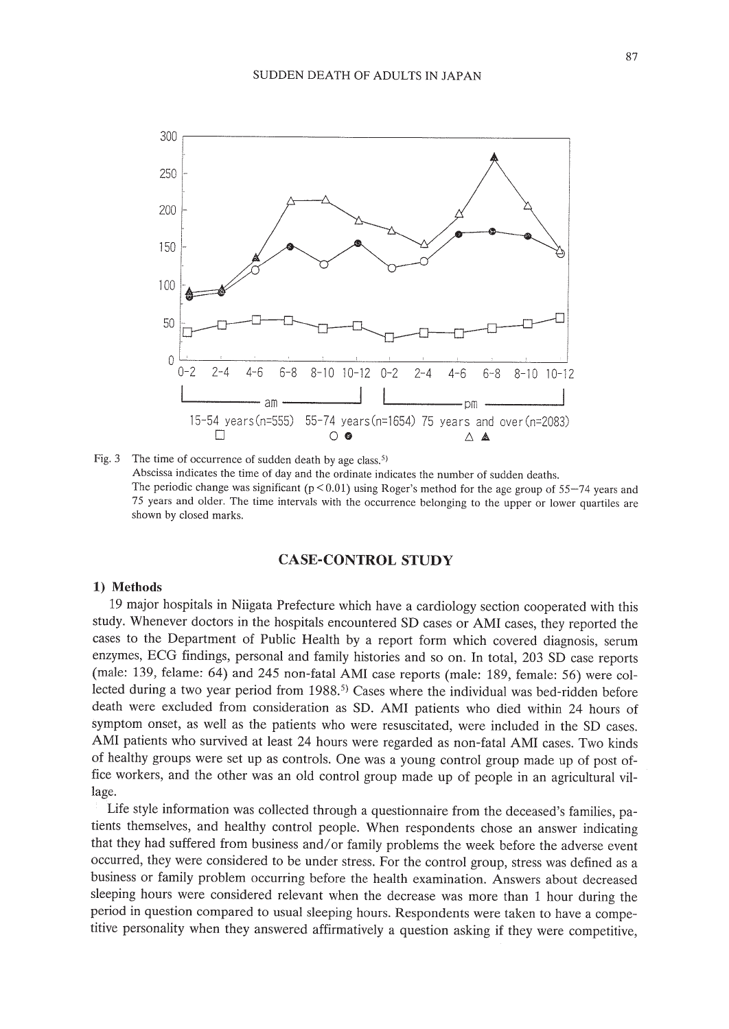Fig. 3 The time of occurrence of sudden death by age class.[5]
Abscissa indicates the time of day and the ordinate indicates the number of sudden deaths.
The periodic change was significant ($p < 0.01$) using Roger's method for the age group of 55–74 years and 75 years and older. The time intervals with the occurrence belonging to the upper or lower quartiles are shown by closed marks.

## CASE-CONTROL STUDY

### 1) Methods

19 major hospitals in Niigata Prefecture which have a cardiology section cooperated with this study. Whenever doctors in the hospitals encountered SD cases or AMI cases, they reported the cases to the Department of Public Health by a report form which covered diagnosis, serum enzymes, ECG findings, personal and family histories and so on. In total, 203 SD case reports (male: 139, felame: 64) and 245 non-fatal AMI case reports (male: 189, female: 56) were collected during a two year period from 1988.[5] Cases where the individual was bed-ridden before death were excluded from consideration as SD. AMI patients who died within 24 hours of symptom onset, as well as the patients who were resuscitated, were included in the SD cases. AMI patients who survived at least 24 hours were regarded as non-fatal AMI cases. Two kinds of healthy groups were set up as controls. One was a young control group made up of post office workers, and the other was an old control group made up of people in an agricultural village.

Life style information was collected through a questionnaire from the deceased's families, patients themselves, and healthy control people. When respondents chose an answer indicating that they had suffered from business and/or family problems the week before the adverse event occurred, they were considered to be under stress. For the control group, stress was defined as a business or family problem occurring before the health examination. Answers about decreased sleeping hours were considered relevant when the decrease was more than 1 hour during the period in question compared to usual sleeping hours. Respondents were taken to have a competitive personality when they answered affirmatively a question asking if they were competitive,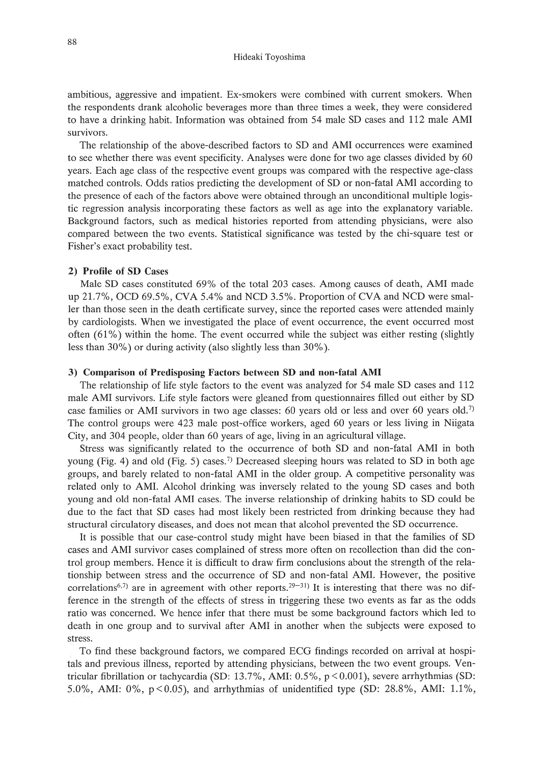ambitious, aggressive and impatient. Ex-smokers were combined with current smokers. When the respondents drank alcoholic beverages more than three times a week, they were considered to have a drinking habit. Information was obtained from 54 male SD cases and 112 male AMI survivors.

The relationship of the above-described factors to SD and AMI occurrences were examined to see whether there was event specificity. Analyses were done for two age classes divided by 60 years. Each age class of the respective event groups was compared with the respective age-class matched controls. Odds ratios predicting the development of SD or non-fatal AMI according to the presence of each of the factors above were obtained through an unconditional multiple logistic regression analysis incorporating these factors as well as age into the explanatory variable. Background factors, such as medical histories reported from attending physicians, were also compared between the two events. Statistical significance was tested by the chi-square test or Fisher's exact probability test.

### 2) Profile of SD Cases

Male SD cases constituted 69% of the total 203 cases. Among causes of death, AMI made up 21.7%, OCD 69.5%, CVA 5.4% and NCD 3.5%. Proportion of CVA and NCD were smaller than those seen in the death certificate survey, since the reported cases were attended mainly by cardiologists. When we investigated the place of event occurrence, the event occurred most often (61%) within the home. The event occurred while the subject was either resting (slightly less than 30%) or during activity (also slightly less than 30%).

### 3) Comparison of Predisposing Factors between SD and non-fatal AMI

The relationship of life style factors to the event was analyzed for 54 male SD cases and 112 male AMI survivors. Life style factors were gleaned from questionnaires filled out either by SD case families or AMI survivors in two age classes: 60 years old or less and over 60 years old.[7] The control groups were 423 male post-office workers, aged 60 years or less living in Niigata City, and 304 people, older than 60 years of age, living in an agricultural village.

Stress was significantly related to the occurrence of both SD and non-fatal AMI in both young (Fig. 4) and old (Fig. 5) cases.[7] Decreased sleeping hours was related to SD in both age groups, and barely related to non-fatal AMI in the older group. A competitive personality was related only to AMI. Alcohol drinking was inversely related to the young SD cases and both young and old non-fatal AMI cases. The inverse relationship of drinking habits to SD could be due to the fact that SD cases had most likely been restricted from drinking because they had structural circulatory diseases, and does not mean that alcohol prevented the SD occurrence.

It is possible that our case-control study might have been biased in that the families of SD cases and AMI survivor cases complained of stress more often on recollection than did the control group members. Hence it is difficult to draw firm conclusions about the strength of the relationship between stress and the occurrence of SD and non-fatal AMI. However, the positive correlations[6,7] are in agreement with other reports.[29–31] It is interesting that there was no difference in the strength of the effects of stress in triggering these two events as far as the odds ratio was concerned. We hence infer that there must be some background factors which led to death in one group and to survival after AMI in another when the subjects were exposed to stress.

To find these background factors, we compared ECG findings recorded on arrival at hospitals and previous illness, reported by attending physicians, between the two event groups. Ventricular fibrillation or tachycardia (SD: 13.7%, AMI: 0.5%, $p < 0.001$), severe arrhythmias (SD: 5.0%, AMI: 0%, $p < 0.05$), and arrhythmias of unidentified type (SD: 28.8%, AMI: 1.1%,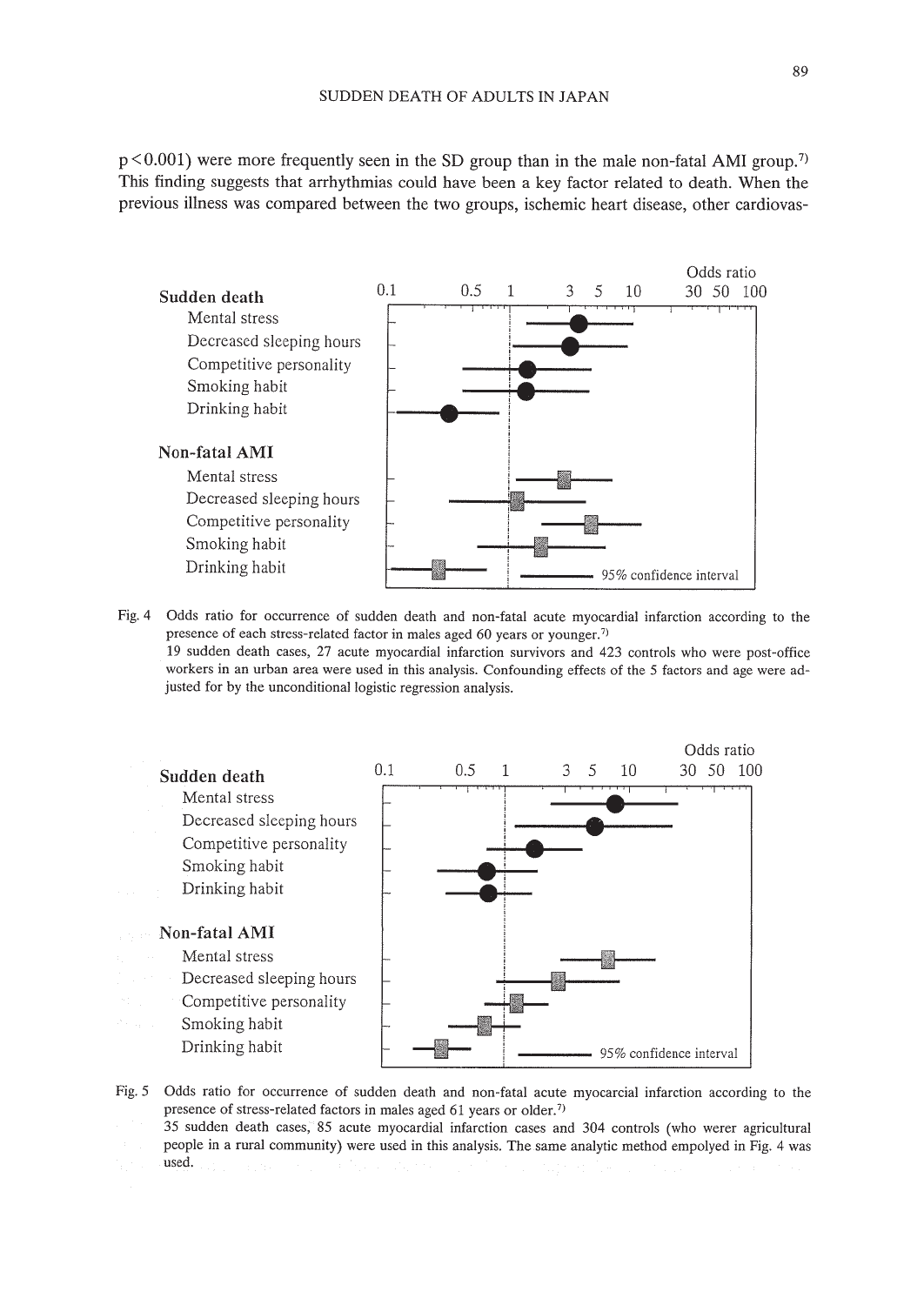p < 0.001) were more frequently seen in the SD group than in the male non-fatal AMI group.[7] This finding suggests that arrhythmias could have been a key factor related to death. When the previous illness was compared between the two groups, ischemic heart disease, other cardiovas-

Fig. 4 Odds ratio for occurrence of sudden death and non-fatal acute myocardial infarction according to the presence of each stress-related factor in males aged 60 years or younger.[7]
19 sudden death cases, 27 acute myocardial infarction survivors and 423 controls who were post-office workers in an urban area were used in this analysis. Confounding effects of the 5 factors and age were adjusted for by the unconditional logistic regression analysis.

Fig. 5 Odds ratio for occurrence of sudden death and non-fatal acute myocarcial infarction according to the presence of stress-related factors in males aged 61 years or older.[7]
35 sudden death cases, 85 acute myocardial infarction cases and 304 controls (who werer agricultural people in a rural community) were used in this analysis. The same analytic method empolyed in Fig. 4 was used.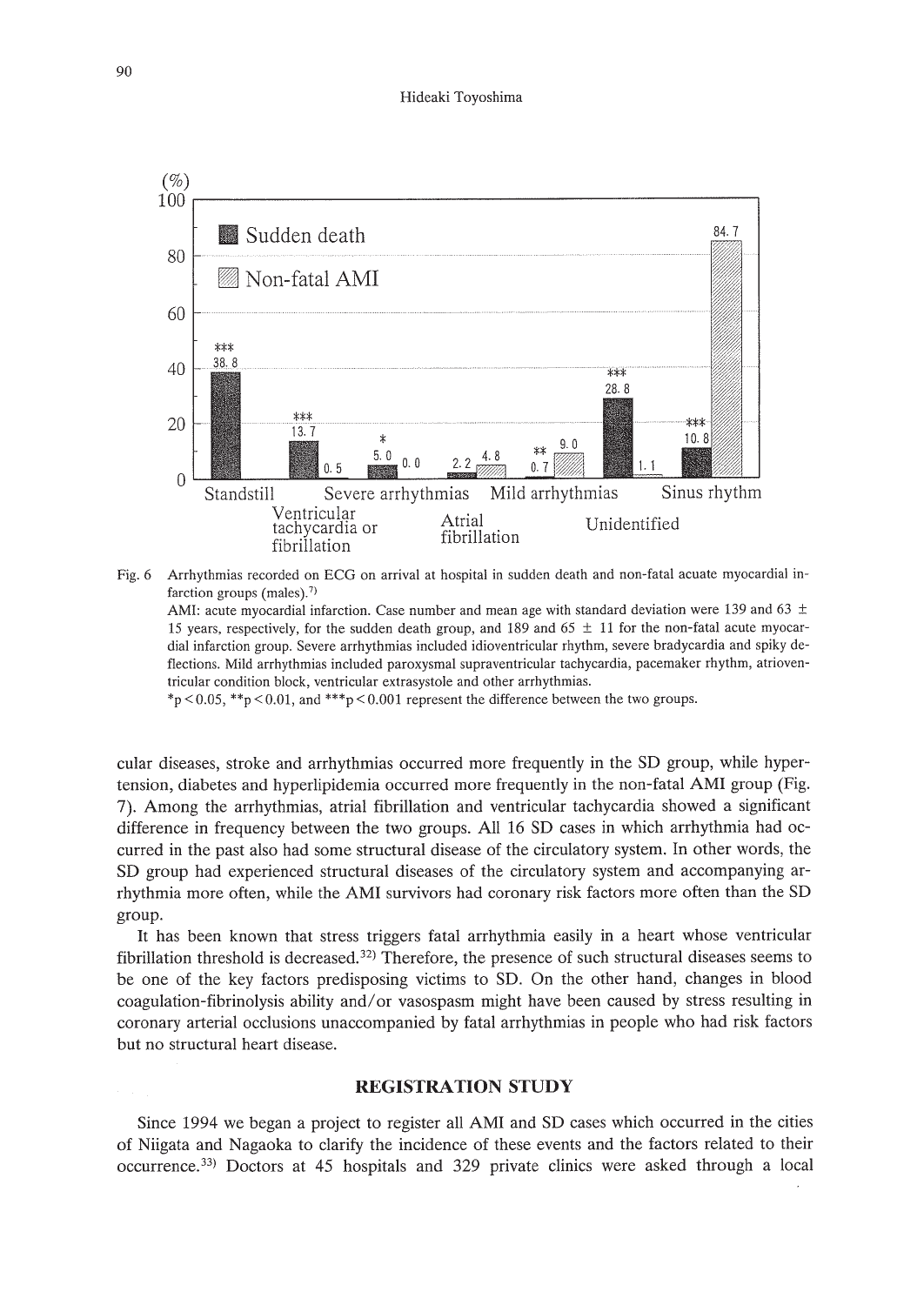Fig. 6 Arrhythmias recorded on ECG on arrival at hospital in sudden death and non-fatal acuate myocardial infarction groups (males).[7]
AMI: acute myocardial infarction. Case number and mean age with standard deviation were 139 and 63 ± 15 years, respectively, for the sudden death group, and 189 and 65 ± 11 for the non-fatal acute myocardial infarction group. Severe arrhythmias included idioventricular rhythm, severe bradycardia and spiky deflections. Mild arrhythmias included paroxysmal supraventricular tachycardia, pacemaker rhythm, atrioventricular condition block, ventricular extrasystole and other arrhythmias.
*p < 0.05, **p < 0.01, and ***p < 0.001 represent the difference between the two groups.

cular diseases, stroke and arrhythmias occurred more frequently in the SD group, while hypertension, diabetes and hyperlipidemia occurred more frequently in the non-fatal AMI group (Fig. 7). Among the arrhythmias, atrial fibrillation and ventricular tachycardia showed a significant difference in frequency between the two groups. All 16 SD cases in which arrhythmia had occurred in the past also had some structural disease of the circulatory system. In other words, the SD group had experienced structural diseases of the circulatory system and accompanying arrhythmia more often, while the AMI survivors had coronary risk factors more often than the SD group.

It has been known that stress triggers fatal arrhythmia easily in a heart whose ventricular fibrillation threshold is decreased.[32] Therefore, the presence of such structural diseases seems to be one of the key factors predisposing victims to SD. On the other hand, changes in blood coagulation-fibrinolysis ability and/or vasospasm might have been caused by stress resulting in coronary arterial occlusions unaccompanied by fatal arrhythmias in people who had risk factors but no structural heart disease.

## REGISTRATION STUDY

Since 1994 we began a project to register all AMI and SD cases which occurred in the cities of Niigata and Nagaoka to clarify the incidence of these events and the factors related to their occurrence.[33] Doctors at 45 hospitals and 329 private clinics were asked through a local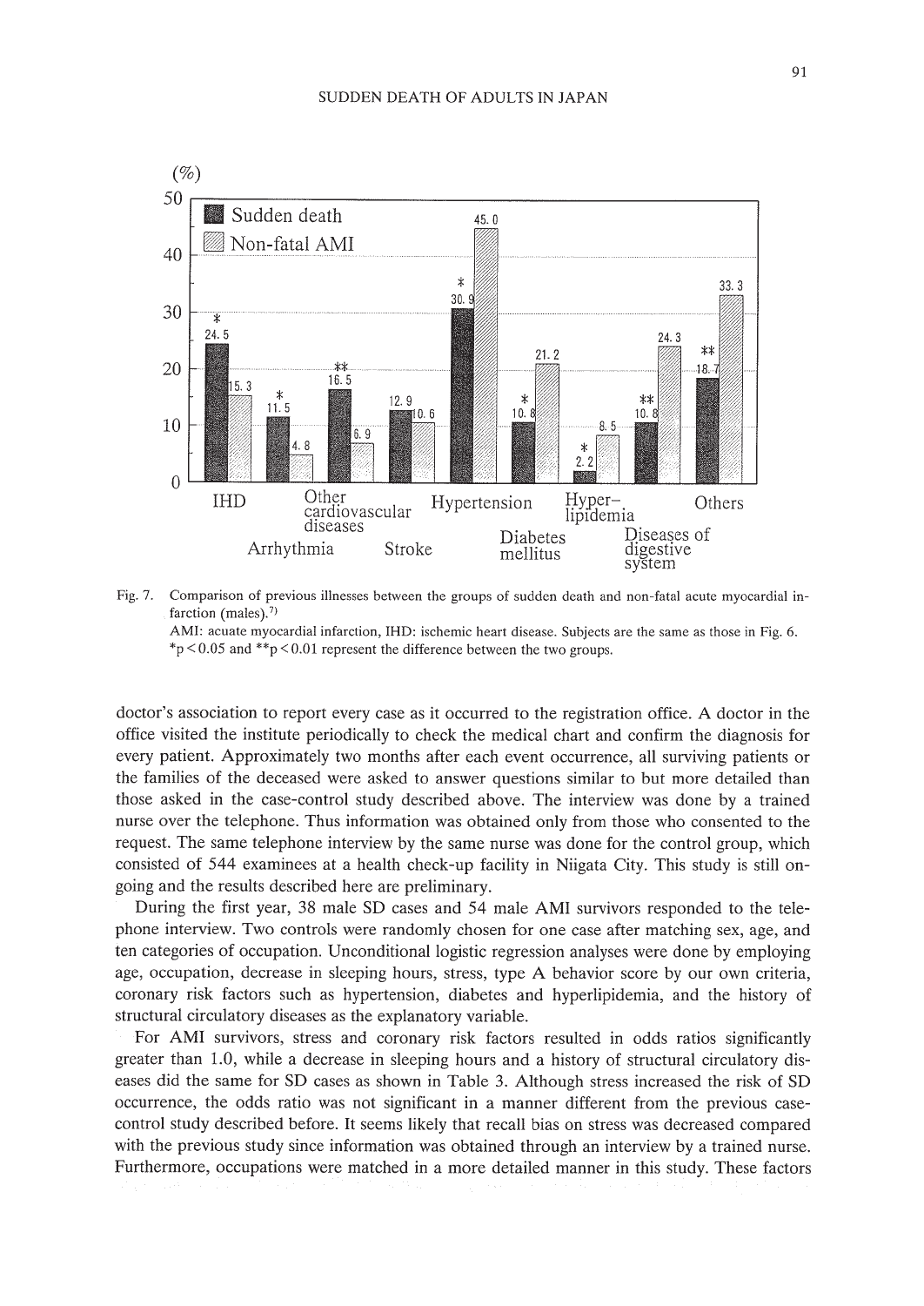Fig. 7. Comparison of previous illnesses between the groups of sudden death and non-fatal acute myocardial infarction (males).[7]
AMI: acuate myocardial infarction, IHD: ischemic heart disease. Subjects are the same as those in Fig. 6. $*p < 0.05$ and $**p < 0.01$ represent the difference between the two groups.

doctor's association to report every case as it occurred to the registration office. A doctor in the office visited the institute periodically to check the medical chart and confirm the diagnosis for every patient. Approximately two months after each event occurrence, all surviving patients or the families of the deceased were asked to answer questions similar to but more detailed than those asked in the case-control study described above. The interview was done by a trained nurse over the telephone. Thus information was obtained only from those who consented to the request. The same telephone interview by the same nurse was done for the control group, which consisted of 544 examinees at a health check-up facility in Niigata City. This study is still ongoing and the results described here are preliminary.

During the first year, 38 male SD cases and 54 male AMI survivors responded to the telephone interview. Two controls were randomly chosen for one case after matching sex, age, and ten categories of occupation. Unconditional logistic regression analyses were done by employing age, occupation, decrease in sleeping hours, stress, type A behavior score by our own criteria, coronary risk factors such as hypertension, diabetes and hyperlipidemia, and the history of structural circulatory diseases as the explanatory variable.

For AMI survivors, stress and coronary risk factors resulted in odds ratios significantly greater than 1.0, while a decrease in sleeping hours and a history of structural circulatory diseases did the same for SD cases as shown in Table 3. Although stress increased the risk of SD occurrence, the odds ratio was not significant in a manner different from the previous case-control study described before. It seems likely that recall bias on stress was decreased compared with the previous study since information was obtained through an interview by a trained nurse. Furthermore, occupations were matched in a more detailed manner in this study. These factors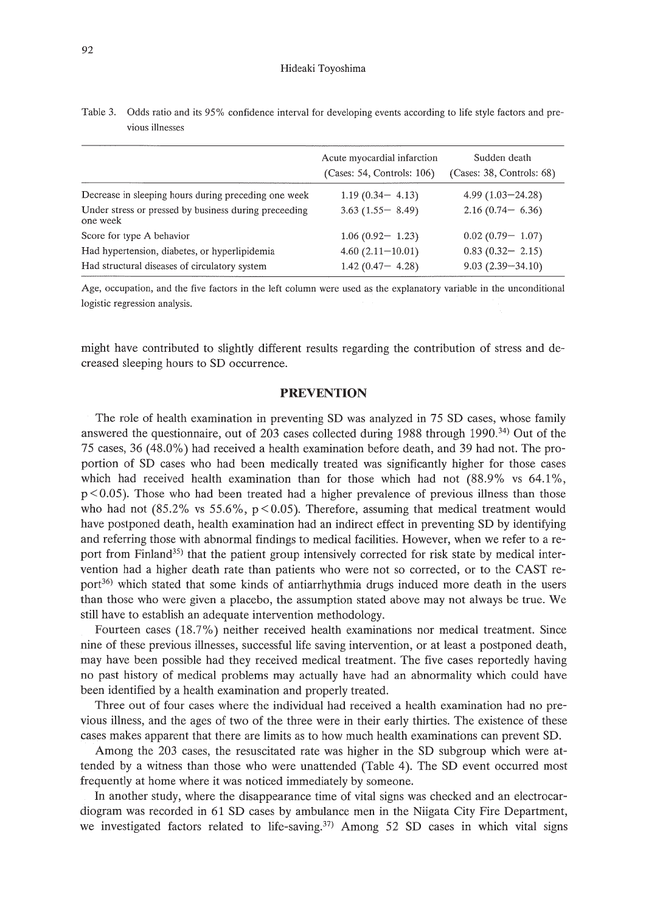Table 3. Odds ratio and its 95% confidence interval for developing events according to life style factors and previous illnesses

| | Acute myocardial infarction (Cases: 54, Controls: 106) | Sudden death (Cases: 38, Controls: 68) |
|---|---|---|
| Decrease in sleeping hours during preceding one week | 1.19 (0.34– 4.13) | 4.99 (1.03–24.28) |
| Under stress or pressed by business during preceeding one week | 3.63 (1.55– 8.49) | 2.16 (0.74– 6.36) |
| Score for type A behavior | 1.06 (0.92– 1.23) | 0.02 (0.79– 1.07) |
| Had hypertension, diabetes, or hyperlipidemia | 4.60 (2.11–10.01) | 0.83 (0.32– 2.15) |
| Had structural diseases of circulatory system | 1.42 (0.47– 4.28) | 9.03 (2.39–34.10) |

Age, occupation, and the five factors in the left column were used as the explanatory variable in the unconditional logistic regression analysis.

might have contributed to slightly different results regarding the contribution of stress and decreased sleeping hours to SD occurrence.

## PREVENTION

The role of health examination in preventing SD was analyzed in 75 SD cases, whose family answered the questionnaire, out of 203 cases collected during 1988 through 1990.[34] Out of the 75 cases, 36 (48.0%) had received a health examination before death, and 39 had not. The proportion of SD cases who had been medically treated was significantly higher for those cases which had received health examination than for those which had not (88.9% vs 64.1%, $p<0.05$). Those who had been treated had a higher prevalence of previous illness than those who had not (85.2% vs 55.6%, $p<0.05$). Therefore, assuming that medical treatment would have postponed death, health examination had an indirect effect in preventing SD by identifying and referring those with abnormal findings to medical facilities. However, when we refer to a report from Finland[35] that the patient group intensively corrected for risk state by medical intervention had a higher death rate than patients who were not so corrected, or to the CAST report[36] which stated that some kinds of antiarrhythmia drugs induced more death in the users than those who were given a placebo, the assumption stated above may not always be true. We still have to establish an adequate intervention methodology.

Fourteen cases (18.7%) neither received health examinations nor medical treatment. Since nine of these previous illnesses, successful life saving intervention, or at least a postponed death, may have been possible had they received medical treatment. The five cases reportedly having no past history of medical problems may actually have had an abnormality which could have been identified by a health examination and properly treated.

Three out of four cases where the individual had received a health examination had no previous illness, and the ages of two of the three were in their early thirties. The existence of these cases makes apparent that there are limits as to how much health examinations can prevent SD.

Among the 203 cases, the resuscitated rate was higher in the SD subgroup which were attended by a witness than those who were unattended (Table 4). The SD event occurred most frequently at home where it was noticed immediately by someone.

In another study, where the disappearance time of vital signs was checked and an electrocardiogram was recorded in 61 SD cases by ambulance men in the Niigata City Fire Department, we investigated factors related to life-saving.[37] Among 52 SD cases in which vital signs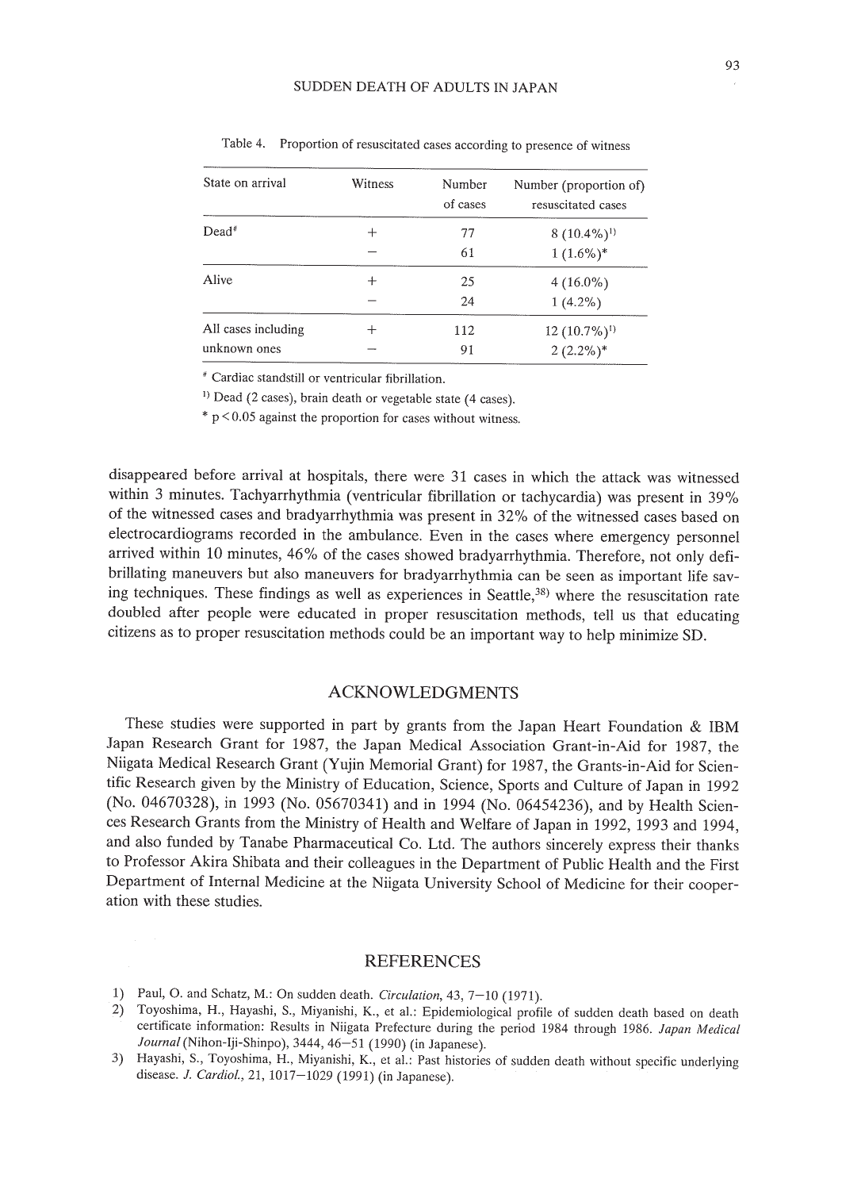Table 4. Proportion of resuscitated cases according to presence of witness

| State on arrival | Witness | Number of cases | Number (proportion of) resuscitated cases |
|---|---|---|---|
| Dead# | + | 77 | 8 (10.4%)[1)] |
| | − | 61 | 1 (1.6%)* |
| Alive | + | 25 | 4 (16.0%) |
| | − | 24 | 1 (4.2%) |
| All cases including unknown ones | + | 112 | 12 (10.7%)[1)] |
| | − | 91 | 2 (2.2%)* |

# Cardiac standstill or ventricular fibrillation.

[1)] Dead (2 cases), brain death or vegetable state (4 cases).

* $p < 0.05$ against the proportion for cases without witness.

disappeared before arrival at hospitals, there were 31 cases in which the attack was witnessed within 3 minutes. Tachyarrhythmia (ventricular fibrillation or tachycardia) was present in 39% of the witnessed cases and bradyarrhythmia was present in 32% of the witnessed cases based on electrocardiograms recorded in the ambulance. Even in the cases where emergency personnel arrived within 10 minutes, 46% of the cases showed bradyarrhythmia. Therefore, not only defibrillating maneuvers but also maneuvers for bradyarrhythmia can be seen as important life saving techniques. These findings as well as experiences in Seattle,[38)] where the resuscitation rate doubled after people were educated in proper resuscitation methods, tell us that educating citizens as to proper resuscitation methods could be an important way to help minimize SD.

## ACKNOWLEDGMENTS

These studies were supported in part by grants from the Japan Heart Foundation & IBM Japan Research Grant for 1987, the Japan Medical Association Grant-in-Aid for 1987, the Niigata Medical Research Grant (Yujin Memorial Grant) for 1987, the Grants-in-Aid for Scientific Research given by the Ministry of Education, Science, Sports and Culture of Japan in 1992 (No. 04670328), in 1993 (No. 05670341) and in 1994 (No. 06454236), and by Health Sciences Research Grants from the Ministry of Health and Welfare of Japan in 1992, 1993 and 1994, and also funded by Tanabe Pharmaceutical Co. Ltd. The authors sincerely express their thanks to Professor Akira Shibata and their colleagues in the Department of Public Health and the First Department of Internal Medicine at the Niigata University School of Medicine for their cooperation with these studies.

## REFERENCES

1) Paul, O. and Schatz, M.: On sudden death. *Circulation*, 43, 7–10 (1971).
2) Toyoshima, H., Hayashi, S., Miyanishi, K., et al.: Epidemiological profile of sudden death based on death certificate information: Results in Niigata Prefecture during the period 1984 through 1986. *Japan Medical Journal* (Nihon-Iji-Shinpo), 3444, 46–51 (1990) (in Japanese).
3) Hayashi, S., Toyoshima, H., Miyanishi, K., et al.: Past histories of sudden death without specific underlying disease. *J. Cardiol.*, 21, 1017–1029 (1991) (in Japanese).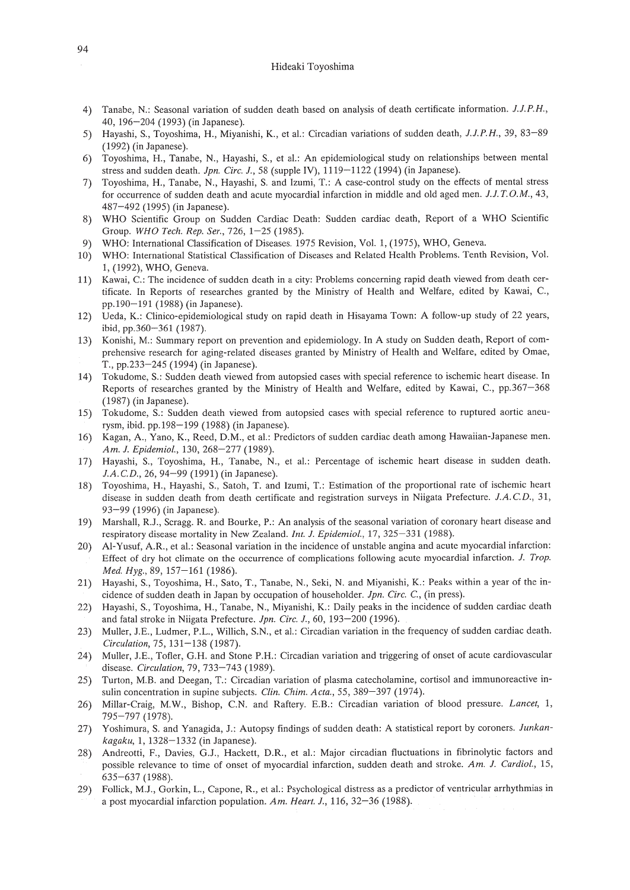4) Tanabe, N.: Seasonal variation of sudden death based on analysis of death certificate information. *J.J.P.H.*, 40, 196–204 (1993) (in Japanese).
5) Hayashi, S., Toyoshima, H., Miyanishi, K., et al.: Circadian variations of sudden death, *J.J.P.H.*, 39, 83–89 (1992) (in Japanese).
6) Toyoshima, H., Tanabe, N., Hayashi, S., et al.: An epidemiological study on relationships between mental stress and sudden death. *Jpn. Circ. J.*, 58 (supple IV), 1119–1122 (1994) (in Japanese).
7) Toyoshima, H., Tanabe, N., Hayashi, S. and Izumi, T.: A case-control study on the effects of mental stress for occurrence of sudden death and acute myocardial infarction in middle and old aged men. *J.J.T.O.M.*, 43, 487–492 (1995) (in Japanese).
8) WHO Scientific Group on Sudden Cardiac Death: Sudden cardiac death, Report of a WHO Scientific Group. *WHO Tech. Rep. Ser.*, 726, 1–25 (1985).
9) WHO: International Classification of Diseases. 1975 Revision, Vol. 1, (1975), WHO, Geneva.
10) WHO: International Statistical Classification of Diseases and Related Health Problems. Tenth Revision, Vol. 1, (1992), WHO, Geneva.
11) Kawai, C.: The incidence of sudden death in a city: Problems concerning rapid death viewed from death certificate. In Reports of researches granted by the Ministry of Health and Welfare, edited by Kawai, C., pp.190–191 (1988) (in Japanese).
12) Ueda, K.: Clinico-epidemiological study on rapid death in Hisayama Town: A follow-up study of 22 years, ibid, pp.360–361 (1987).
13) Konishi, M.: Summary report on prevention and epidemiology. In A study on Sudden death, Report of comprehensive research for aging-related diseases granted by Ministry of Health and Welfare, edited by Omae, T., pp.233–245 (1994) (in Japanese).
14) Tokudome, S.: Sudden death viewed from autopsied cases with special reference to ischemic heart disease. In Reports of researches granted by the Ministry of Health and Welfare, edited by Kawai, C., pp.367–368 (1987) (in Japanese).
15) Tokudome, S.: Sudden death viewed from autopsied cases with special reference to ruptured aortic aneurysm, ibid. pp.198–199 (1988) (in Japanese).
16) Kagan, A., Yano, K., Reed, D.M., et al.: Predictors of sudden cardiac death among Hawaiian-Japanese men. *Am. J. Epidemiol.*, 130, 268–277 (1989).
17) Hayashi, S., Toyoshima, H., Tanabe, N., et al.: Percentage of ischemic heart disease in sudden death. *J.A.C.D.*, 26, 94–99 (1991) (in Japanese).
18) Toyoshima, H., Hayashi, S., Satoh, T. and Izumi, T.: Estimation of the proportional rate of ischemic heart disease in sudden death from death certificate and registration surveys in Niigata Prefecture. *J.A.C.D.*, 31, 93–99 (1996) (in Japanese).
19) Marshall, R.J., Scragg. R. and Bourke, P.: An analysis of the seasonal variation of coronary heart disease and respiratory disease mortality in New Zealand. *Int. J. Epidemiol.*, 17, 325–331 (1988).
20) Al-Yusuf, A.R., et al.: Seasonal variation in the incidence of unstable angina and acute myocardial infarction: Effect of dry hot climate on the occurrence of complications following acute myocardial infarction. *J. Trop. Med. Hyg.*, 89, 157–161 (1986).
21) Hayashi, S., Toyoshima, H., Sato, T., Tanabe, N., Seki, N. and Miyanishi, K.: Peaks within a year of the incidence of sudden death in Japan by occupation of householder. *Jpn. Circ. C.*, (in press).
22) Hayashi, S., Toyoshima, H., Tanabe, N., Miyanishi, K.: Daily peaks in the incidence of sudden cardiac death and fatal stroke in Niigata Prefecture. *Jpn. Circ. J.*, 60, 193–200 (1996).
23) Muller, J.E., Ludmer, P.L., Willich, S.N., et al.: Circadian variation in the frequency of sudden cardiac death. *Circulation*, 75, 131–138 (1987).
24) Muller, J.E., Tofler, G.H. and Stone P.H.: Circadian variation and triggering of onset of acute cardiovascular disease. *Circulation*, 79, 733–743 (1989).
25) Turton, M.B. and Deegan, T.: Circadian variation of plasma catecholamine, cortisol and immunoreactive insulin concentration in supine subjects. *Clin. Chim. Acta.*, 55, 389–397 (1974).
26) Millar-Craig, M.W., Bishop, C.N. and Raftery. E.B.: Circadian variation of blood pressure. *Lancet*, 1, 795–797 (1978).
27) Yoshimura, S. and Yanagida, J.: Autopsy findings of sudden death: A statistical report by coroners. *Junkankagaku*, 1, 1328–1332 (in Japanese).
28) Andreotti, F., Davies, G.J., Hackett, D.R., et al.: Major circadian fluctuations in fibrinolytic factors and possible relevance to time of onset of myocardial infarction, sudden death and stroke. *Am. J. Cardiol.*, 15, 635–637 (1988).
29) Follick, M.J., Gorkin, L., Capone, R., et al.: Psychological distress as a predictor of ventricular arrhythmias in a post myocardial infarction population. *Am. Heart. J.*, 116, 32–36 (1988).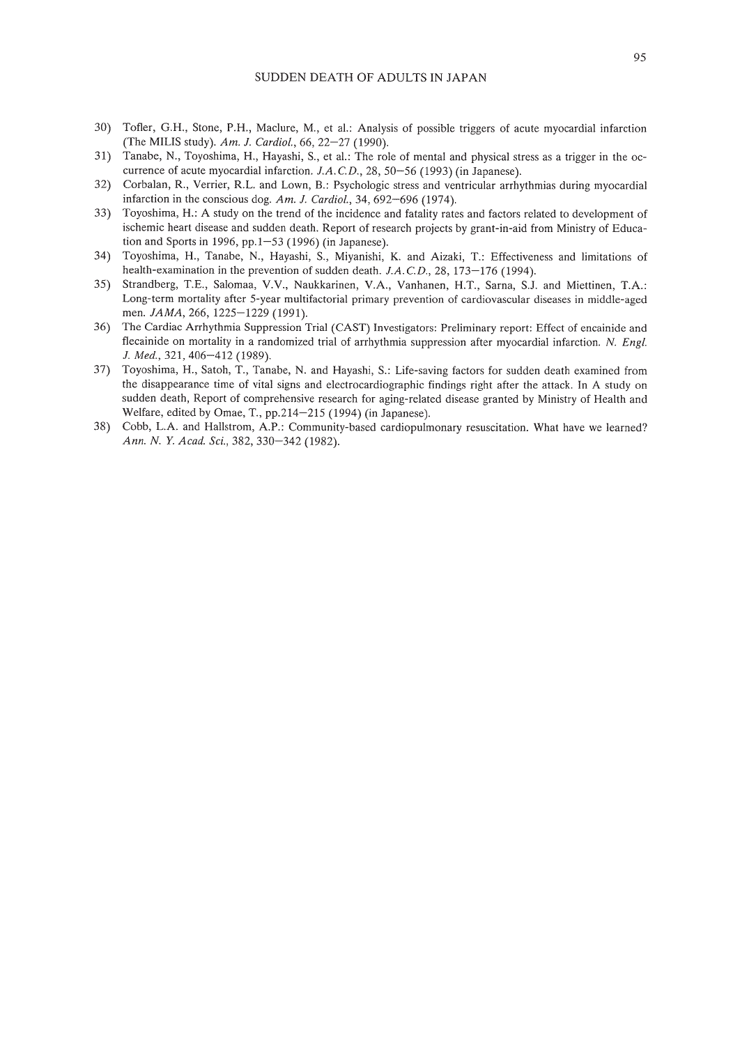30) Tofler, G.H., Stone, P.H., Maclure, M., et al.: Analysis of possible triggers of acute myocardial infarction (The MILIS study). *Am. J. Cardiol.*, 66, 22–27 (1990).
31) Tanabe, N., Toyoshima, H., Hayashi, S., et al.: The role of mental and physical stress as a trigger in the occurrence of acute myocardial infarction. *J.A.C.D.*, 28, 50–56 (1993) (in Japanese).
32) Corbalan, R., Verrier, R.L. and Lown, B.: Psychologic stress and ventricular arrhythmias during myocardial infarction in the conscious dog. *Am. J. Cardiol.*, 34, 692–696 (1974).
33) Toyoshima, H.: A study on the trend of the incidence and fatality rates and factors related to development of ischemic heart disease and sudden death. Report of research projects by grant-in-aid from Ministry of Education and Sports in 1996, pp.1–53 (1996) (in Japanese).
34) Toyoshima, H., Tanabe, N., Hayashi, S., Miyanishi, K. and Aizaki, T.: Effectiveness and limitations of health-examination in the prevention of sudden death. *J.A.C.D.*, 28, 173–176 (1994).
35) Strandberg, T.E., Salomaa, V.V., Naukkarinen, V.A., Vanhanen, H.T., Sarna, S.J. and Miettinen, T.A.: Long-term mortality after 5-year multifactorial primary prevention of cardiovascular diseases in middle-aged men. *JAMA*, 266, 1225–1229 (1991).
36) The Cardiac Arrhythmia Suppression Trial (CAST) Investigators: Preliminary report: Effect of encainide and flecainide on mortality in a randomized trial of arrhythmia suppression after myocardial infarction. *N. Engl. J. Med.*, 321, 406–412 (1989).
37) Toyoshima, H., Satoh, T., Tanabe, N. and Hayashi, S.: Life-saving factors for sudden death examined from the disappearance time of vital signs and electrocardiographic findings right after the attack. In A study on sudden death, Report of comprehensive research for aging-related disease granted by Ministry of Health and Welfare, edited by Omae, T., pp.214–215 (1994) (in Japanese).
38) Cobb, L.A. and Hallstrom, A.P.: Community-based cardiopulmonary resuscitation. What have we learned? *Ann. N. Y. Acad. Sci.*, 382, 330–342 (1982).